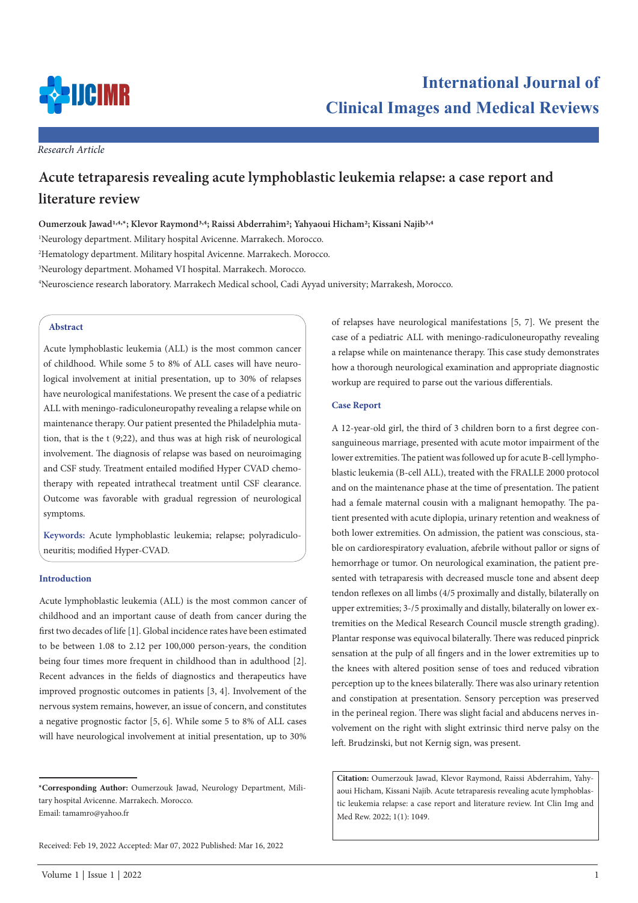*Research Article*

# Acute tetraparesis revealing acute lymphoblastic leukemia relapse: a case report and literature review

**Oumerzouk Jawad[1,4,*]; Klevor Raymond[3,4]; Raissi Abderrahim[2]; Yahyaoui Hicham[2]; Kissani Najib[3,4]**

[1]Neurology department. Military hospital Avicenne. Marrakech. Morocco.

[2]Hematology department. Military hospital Avicenne. Marrakech. Morocco.

[3]Neurology department. Mohamed VI hospital. Marrakech. Morocco.

[4]Neuroscience research laboratory. Marrakech Medical school, Cadi Ayyad university; Marrakesh, Morocco.

## Abstract

Acute lymphoblastic leukemia (ALL) is the most common cancer of childhood. While some 5 to 8% of ALL cases will have neurological involvement at initial presentation, up to 30% of relapses have neurological manifestations. We present the case of a pediatric ALL with meningo-radiculoneuropathy revealing a relapse while on maintenance therapy. Our patient presented the Philadelphia mutation, that is the t (9;22), and thus was at high risk of neurological involvement. The diagnosis of relapse was based on neuroimaging and CSF study. Treatment entailed modified Hyper CVAD chemotherapy with repeated intrathecal treatment until CSF clearance. Outcome was favorable with gradual regression of neurological symptoms.

**Keywords:** Acute lymphoblastic leukemia; relapse; polyradiculoneuritis; modified Hyper-CVAD.

## Introduction

Acute lymphoblastic leukemia (ALL) is the most common cancer of childhood and an important cause of death from cancer during the first two decades of life [1]. Global incidence rates have been estimated to be between 1.08 to 2.12 per 100,000 person-years, the condition being four times more frequent in childhood than in adulthood [2]. Recent advances in the fields of diagnostics and therapeutics have improved prognostic outcomes in patients [3, 4]. Involvement of the nervous system remains, however, an issue of concern, and constitutes a negative prognostic factor [5, 6]. While some 5 to 8% of ALL cases will have neurological involvement at initial presentation, up to 30% of relapses have neurological manifestations [5, 7]. We present the case of a pediatric ALL with meningo-radiculoneuropathy revealing a relapse while on maintenance therapy. This case study demonstrates how a thorough neurological examination and appropriate diagnostic workup are required to parse out the various differentials.

## Case Report

A 12-year-old girl, the third of 3 children born to a first degree consanguineous marriage, presented with acute motor impairment of the lower extremities. The patient was followed up for acute B-cell lymphoblastic leukemia (B-cell ALL), treated with the FRALLE 2000 protocol and on the maintenance phase at the time of presentation. The patient had a female maternal cousin with a malignant hemopathy. The patient presented with acute diplopia, urinary retention and weakness of both lower extremities. On admission, the patient was conscious, stable on cardiorespiratory evaluation, afebrile without pallor or signs of hemorrhage or tumor. On neurological examination, the patient presented with tetraparesis with decreased muscle tone and absent deep tendon reflexes on all limbs (4/5 proximally and distally, bilaterally on upper extremities; 3-/5 proximally and distally, bilaterally on lower extremities on the Medical Research Council muscle strength grading). Plantar response was equivocal bilaterally. There was reduced pinprick sensation at the pulp of all fingers and in the lower extremities up to the knees with altered position sense of toes and reduced vibration perception up to the knees bilaterally. There was also urinary retention and constipation at presentation. Sensory perception was preserved in the perineal region. There was slight facial and abducens nerves involvement on the right with slight extrinsic third nerve palsy on the left. Brudzinski, but not Kernig sign, was present.

**\*Corresponding Author:** Oumerzouk Jawad, Neurology Department, Military hospital Avicenne. Marrakech. Morocco.
Email: tamamro@yahoo.fr

Received: Feb 19, 2022 Accepted: Mar 07, 2022 Published: Mar 16, 2022

**Citation:** Oumerzouk Jawad, Klevor Raymond, Raissi Abderrahim, Yahyaoui Hicham, Kissani Najib. Acute tetraparesis revealing acute lymphoblastic leukemia relapse: a case report and literature review. Int Clin Img and Med Rew. 2022; 1(1): 1049.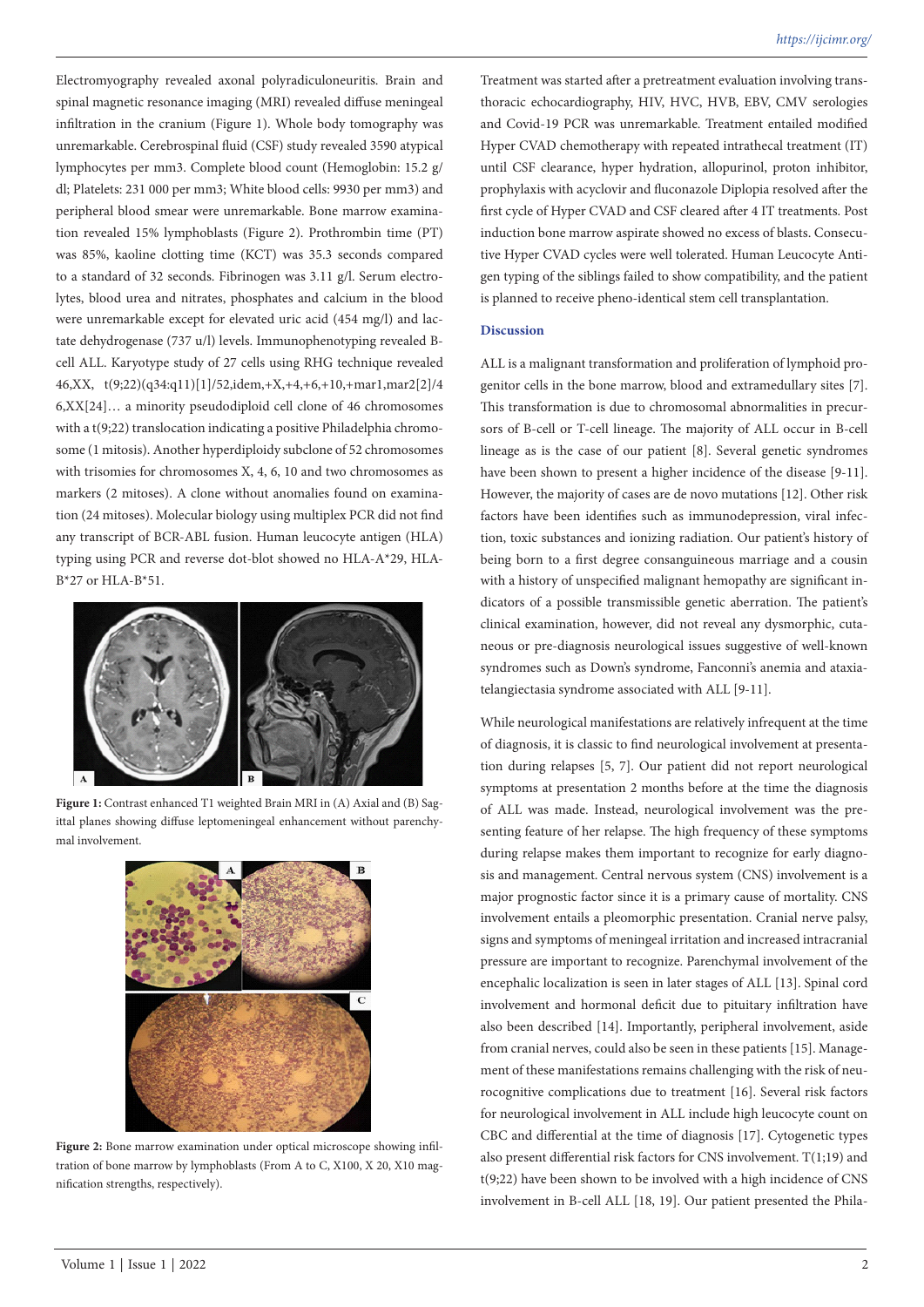Electromyography revealed axonal polyradiculoneuritis. Brain and spinal magnetic resonance imaging (MRI) revealed diffuse meningeal infiltration in the cranium (Figure 1). Whole body tomography was unremarkable. Cerebrospinal fluid (CSF) study revealed 3590 atypical lymphocytes per mm3. Complete blood count (Hemoglobin: 15.2 g/dl; Platelets: 231 000 per mm3; White blood cells: 9930 per mm3) and peripheral blood smear were unremarkable. Bone marrow examination revealed 15% lymphoblasts (Figure 2). Prothrombin time (PT) was 85%, kaoline clotting time (KCT) was 35.3 seconds compared to a standard of 32 seconds. Fibrinogen was 3.11 g/l. Serum electrolytes, blood urea and nitrates, phosphates and calcium in the blood were unremarkable except for elevated uric acid (454 mg/l) and lactate dehydrogenase (737 u/l) levels. Immunophenotyping revealed B-cell ALL. Karyotype study of 27 cells using RHG technique revealed 46,XX, t(9;22)(q34:q11)[1]/52,idem,+X,+4,+6,+10,+mar1,mar2[2]/46,XX[24]… a minority pseudodiploid cell clone of 46 chromosomes with a t(9;22) translocation indicating a positive Philadelphia chromosome (1 mitosis). Another hyperdiploidy subclone of 52 chromosomes with trisomies for chromosomes X, 4, 6, 10 and two chromosomes as markers (2 mitoses). A clone without anomalies found on examination (24 mitoses). Molecular biology using multiplex PCR did not find any transcript of BCR-ABL fusion. Human leucocyte antigen (HLA) typing using PCR and reverse dot-blot showed no HLA-A*29, HLA-B*27 or HLA-B*51.

**Figure 1:** Contrast enhanced T1 weighted Brain MRI in (A) Axial and (B) Sagittal planes showing diffuse leptomeningeal enhancement without parenchymal involvement.

**Figure 2:** Bone marrow examination under optical microscope showing infiltration of bone marrow by lymphoblasts (From A to C, X100, X 20, X10 magnification strengths, respectively).

Treatment was started after a pretreatment evaluation involving transthoracic echocardiography, HIV, HVC, HVB, EBV, CMV serologies and Covid-19 PCR was unremarkable. Treatment entailed modified Hyper CVAD chemotherapy with repeated intrathecal treatment (IT) until CSF clearance, hyper hydration, allopurinol, proton inhibitor, prophylaxis with acyclovir and fluconazole Diplopia resolved after the first cycle of Hyper CVAD and CSF cleared after 4 IT treatments. Post induction bone marrow aspirate showed no excess of blasts. Consecutive Hyper CVAD cycles were well tolerated. Human Leucocyte Antigen typing of the siblings failed to show compatibility, and the patient is planned to receive pheno-identical stem cell transplantation.

## Discussion

ALL is a malignant transformation and proliferation of lymphoid progenitor cells in the bone marrow, blood and extramedullary sites [7]. This transformation is due to chromosomal abnormalities in precursors of B-cell or T-cell lineage. The majority of ALL occur in B-cell lineage as is the case of our patient [8]. Several genetic syndromes have been shown to present a higher incidence of the disease [9-11]. However, the majority of cases are de novo mutations [12]. Other risk factors have been identifies such as immunodepression, viral infection, toxic substances and ionizing radiation. Our patient's history of being born to a first degree consanguineous marriage and a cousin with a history of unspecified malignant hemopathy are significant indicators of a possible transmissible genetic aberration. The patient's clinical examination, however, did not reveal any dysmorphic, cutaneous or pre-diagnosis neurological issues suggestive of well-known syndromes such as Down's syndrome, Fanconni's anemia and ataxia-telangiectasia syndrome associated with ALL [9-11].

While neurological manifestations are relatively infrequent at the time of diagnosis, it is classic to find neurological involvement at presentation during relapses [5, 7]. Our patient did not report neurological symptoms at presentation 2 months before at the time the diagnosis of ALL was made. Instead, neurological involvement was the presenting feature of her relapse. The high frequency of these symptoms during relapse makes them important to recognize for early diagnosis and management. Central nervous system (CNS) involvement is a major prognostic factor since it is a primary cause of mortality. CNS involvement entails a pleomorphic presentation. Cranial nerve palsy, signs and symptoms of meningeal irritation and increased intracranial pressure are important to recognize. Parenchymal involvement of the encephalic localization is seen in later stages of ALL [13]. Spinal cord involvement and hormonal deficit due to pituitary infiltration have also been described [14]. Importantly, peripheral involvement, aside from cranial nerves, could also be seen in these patients [15]. Management of these manifestations remains challenging with the risk of neurocognitive complications due to treatment [16]. Several risk factors for neurological involvement in ALL include high leucocyte count on CBC and differential at the time of diagnosis [17]. Cytogenetic types also present differential risk factors for CNS involvement. T(1;19) and t(9;22) have been shown to be involved with a high incidence of CNS involvement in B-cell ALL [18, 19]. Our patient presented the Phila-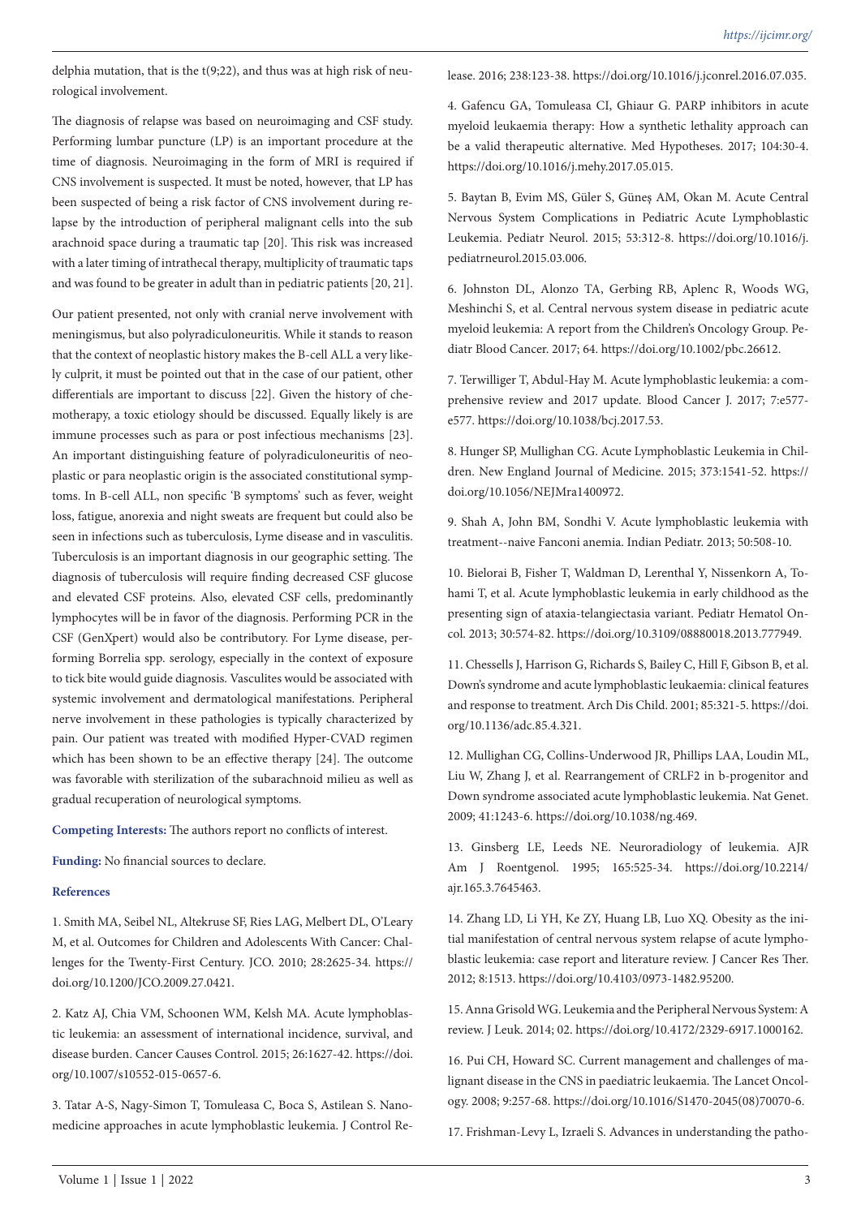delphia mutation, that is the t(9;22), and thus was at high risk of neurological involvement.

The diagnosis of relapse was based on neuroimaging and CSF study. Performing lumbar puncture (LP) is an important procedure at the time of diagnosis. Neuroimaging in the form of MRI is required if CNS involvement is suspected. It must be noted, however, that LP has been suspected of being a risk factor of CNS involvement during relapse by the introduction of peripheral malignant cells into the sub arachnoid space during a traumatic tap [20]. This risk was increased with a later timing of intrathecal therapy, multiplicity of traumatic taps and was found to be greater in adult than in pediatric patients [20, 21].

Our patient presented, not only with cranial nerve involvement with meningismus, but also polyradiculoneuritis. While it stands to reason that the context of neoplastic history makes the B-cell ALL a very likely culprit, it must be pointed out that in the case of our patient, other differentials are important to discuss [22]. Given the history of chemotherapy, a toxic etiology should be discussed. Equally likely is are immune processes such as para or post infectious mechanisms [23]. An important distinguishing feature of polyradiculoneuritis of neoplastic or para neoplastic origin is the associated constitutional symptoms. In B-cell ALL, non specific 'B symptoms' such as fever, weight loss, fatigue, anorexia and night sweats are frequent but could also be seen in infections such as tuberculosis, Lyme disease and in vasculitis. Tuberculosis is an important diagnosis in our geographic setting. The diagnosis of tuberculosis will require finding decreased CSF glucose and elevated CSF proteins. Also, elevated CSF cells, predominantly lymphocytes will be in favor of the diagnosis. Performing PCR in the CSF (GenXpert) would also be contributory. For Lyme disease, performing Borrelia spp. serology, especially in the context of exposure to tick bite would guide diagnosis. Vasculites would be associated with systemic involvement and dermatological manifestations. Peripheral nerve involvement in these pathologies is typically characterized by pain. Our patient was treated with modified Hyper-CVAD regimen which has been shown to be an effective therapy [24]. The outcome was favorable with sterilization of the subarachnoid milieu as well as gradual recuperation of neurological symptoms.

**Competing Interests:** The authors report no conflicts of interest.

**Funding:** No financial sources to declare.

### References

1. Smith MA, Seibel NL, Altekruse SF, Ries LAG, Melbert DL, O'Leary M, et al. Outcomes for Children and Adolescents With Cancer: Challenges for the Twenty-First Century. JCO. 2010; 28:2625-34. https://doi.org/10.1200/JCO.2009.27.0421.

2. Katz AJ, Chia VM, Schoonen WM, Kelsh MA. Acute lymphoblastic leukemia: an assessment of international incidence, survival, and disease burden. Cancer Causes Control. 2015; 26:1627-42. https://doi.org/10.1007/s10552-015-0657-6.

3. Tatar A-S, Nagy-Simon T, Tomuleasa C, Boca S, Astilean S. Nanomedicine approaches in acute lymphoblastic leukemia. J Control Release. 2016; 238:123-38. https://doi.org/10.1016/j.jconrel.2016.07.035.

4. Gafencu GA, Tomuleasa CI, Ghiaur G. PARP inhibitors in acute myeloid leukaemia therapy: How a synthetic lethality approach can be a valid therapeutic alternative. Med Hypotheses. 2017; 104:30-4. https://doi.org/10.1016/j.mehy.2017.05.015.

5. Baytan B, Evim MS, Güler S, Güneş AM, Okan M. Acute Central Nervous System Complications in Pediatric Acute Lymphoblastic Leukemia. Pediatr Neurol. 2015; 53:312-8. https://doi.org/10.1016/j.pediatrneurol.2015.03.006.

6. Johnston DL, Alonzo TA, Gerbing RB, Aplenc R, Woods WG, Meshinchi S, et al. Central nervous system disease in pediatric acute myeloid leukemia: A report from the Children's Oncology Group. Pediatr Blood Cancer. 2017; 64. https://doi.org/10.1002/pbc.26612.

7. Terwilliger T, Abdul-Hay M. Acute lymphoblastic leukemia: a comprehensive review and 2017 update. Blood Cancer J. 2017; 7:e577-e577. https://doi.org/10.1038/bcj.2017.53.

8. Hunger SP, Mullighan CG. Acute Lymphoblastic Leukemia in Children. New England Journal of Medicine. 2015; 373:1541-52. https://doi.org/10.1056/NEJMra1400972.

9. Shah A, John BM, Sondhi V. Acute lymphoblastic leukemia with treatment--naive Fanconi anemia. Indian Pediatr. 2013; 50:508-10.

10. Bielorai B, Fisher T, Waldman D, Lerenthal Y, Nissenkorn A, Tohami T, et al. Acute lymphoblastic leukemia in early childhood as the presenting sign of ataxia-telangiectasia variant. Pediatr Hematol Oncol. 2013; 30:574-82. https://doi.org/10.3109/08880018.2013.777949.

11. Chessells J, Harrison G, Richards S, Bailey C, Hill F, Gibson B, et al. Down's syndrome and acute lymphoblastic leukaemia: clinical features and response to treatment. Arch Dis Child. 2001; 85:321-5. https://doi.org/10.1136/adc.85.4.321.

12. Mullighan CG, Collins-Underwood JR, Phillips LAA, Loudin ML, Liu W, Zhang J, et al. Rearrangement of CRLF2 in b-progenitor and Down syndrome associated acute lymphoblastic leukemia. Nat Genet. 2009; 41:1243-6. https://doi.org/10.1038/ng.469.

13. Ginsberg LE, Leeds NE. Neuroradiology of leukemia. AJR Am J Roentgenol. 1995; 165:525-34. https://doi.org/10.2214/ajr.165.3.7645463.

14. Zhang LD, Li YH, Ke ZY, Huang LB, Luo XQ. Obesity as the initial manifestation of central nervous system relapse of acute lymphoblastic leukemia: case report and literature review. J Cancer Res Ther. 2012; 8:1513. https://doi.org/10.4103/0973-1482.95200.

15. Anna Grisold WG. Leukemia and the Peripheral Nervous System: A review. J Leuk. 2014; 02. https://doi.org/10.4172/2329-6917.1000162.

16. Pui CH, Howard SC. Current management and challenges of malignant disease in the CNS in paediatric leukaemia. The Lancet Oncology. 2008; 9:257-68. https://doi.org/10.1016/S1470-2045(08)70070-6.

17. Frishman-Levy L, Izraeli S. Advances in understanding the patho-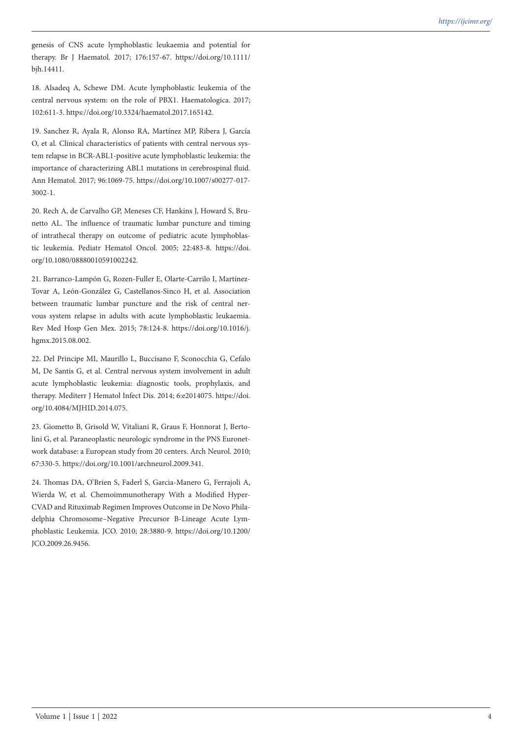genesis of CNS acute lymphoblastic leukaemia and potential for therapy. Br J Haematol. 2017; 176:157-67. https://doi.org/10.1111/bjh.14411.

18. Alsadeq A, Schewe DM. Acute lymphoblastic leukemia of the central nervous system: on the role of PBX1. Haematologica. 2017; 102:611-3. https://doi.org/10.3324/haematol.2017.165142.

19. Sanchez R, Ayala R, Alonso RA, Martínez MP, Ribera J, García O, et al. Clinical characteristics of patients with central nervous system relapse in BCR-ABL1-positive acute lymphoblastic leukemia: the importance of characterizing ABL1 mutations in cerebrospinal fluid. Ann Hematol. 2017; 96:1069-75. https://doi.org/10.1007/s00277-017-3002-1.

20. Rech A, de Carvalho GP, Meneses CF, Hankins J, Howard S, Brunetto AL. The influence of traumatic lumbar puncture and timing of intrathecal therapy on outcome of pediatric acute lymphoblastic leukemia. Pediatr Hematol Oncol. 2005; 22:483-8. https://doi.org/10.1080/08880010591002242.

21. Barranco-Lampón G, Rozen-Fuller E, Olarte-Carrilo I, Martínez-Tovar A, León-González G, Castellanos-Sinco H, et al. Association between traumatic lumbar puncture and the risk of central nervous system relapse in adults with acute lymphoblastic leukaemia. Rev Med Hosp Gen Mex. 2015; 78:124-8. https://doi.org/10.1016/j.hgmx.2015.08.002.

22. Del Principe MI, Maurillo L, Buccisano F, Sconocchia G, Cefalo M, De Santis G, et al. Central nervous system involvement in adult acute lymphoblastic leukemia: diagnostic tools, prophylaxis, and therapy. Mediterr J Hematol Infect Dis. 2014; 6:e2014075. https://doi.org/10.4084/MJHID.2014.075.

23. Giometto B, Grisold W, Vitaliani R, Graus F, Honnorat J, Bertolini G, et al. Paraneoplastic neurologic syndrome in the PNS Euronetwork database: a European study from 20 centers. Arch Neurol. 2010; 67:330-5. https://doi.org/10.1001/archneurol.2009.341.

24. Thomas DA, O'Brien S, Faderl S, Garcia-Manero G, Ferrajoli A, Wierda W, et al. Chemoimmunotherapy With a Modified Hyper-CVAD and Rituximab Regimen Improves Outcome in De Novo Philadelphia Chromosome–Negative Precursor B-Lineage Acute Lymphoblastic Leukemia. JCO. 2010; 28:3880-9. https://doi.org/10.1200/JCO.2009.26.9456.